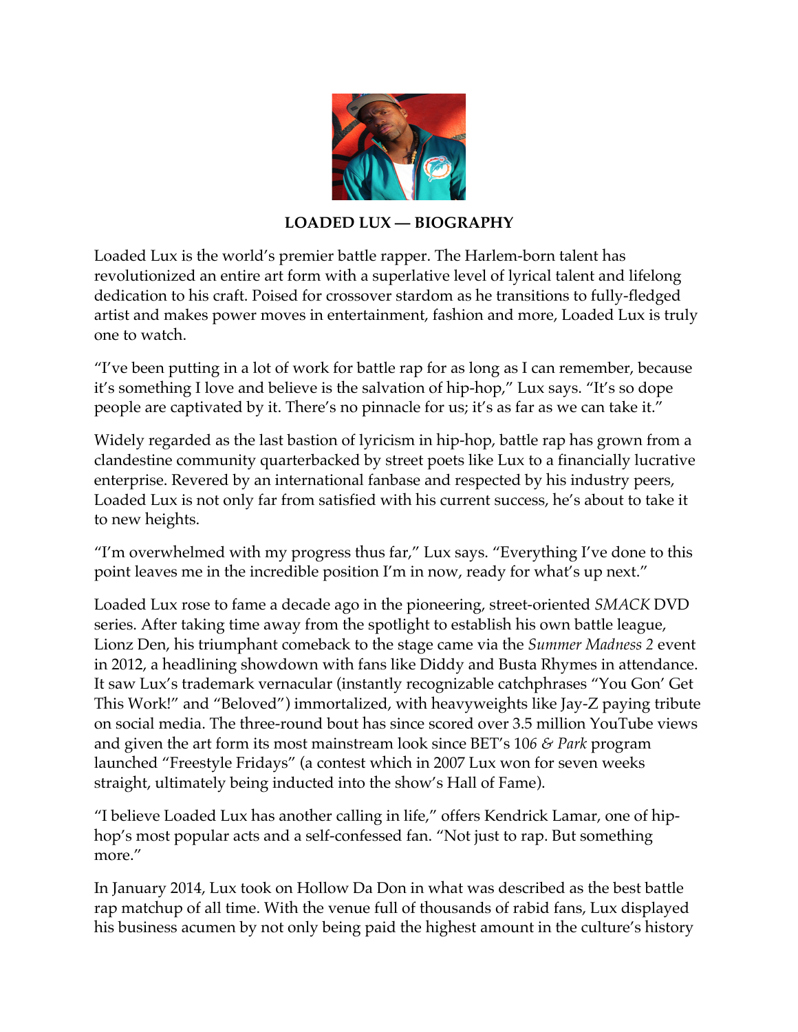# LOADED LUX — BIOGRAPHY

Loaded Lux is the world's premier battle rapper. The Harlem-born talent has revolutionized an entire art form with a superlative level of lyrical talent and lifelong dedication to his craft. Poised for crossover stardom as he transitions to fully-fledged artist and makes power moves in entertainment, fashion and more, Loaded Lux is truly one to watch.

"I've been putting in a lot of work for battle rap for as long as I can remember, because it's something I love and believe is the salvation of hip-hop," Lux says. "It's so dope people are captivated by it. There's no pinnacle for us; it's as far as we can take it."

Widely regarded as the last bastion of lyricism in hip-hop, battle rap has grown from a clandestine community quarterbacked by street poets like Lux to a financially lucrative enterprise. Revered by an international fanbase and respected by his industry peers, Loaded Lux is not only far from satisfied with his current success, he's about to take it to new heights.

"I'm overwhelmed with my progress thus far," Lux says. "Everything I've done to this point leaves me in the incredible position I'm in now, ready for what's up next."

Loaded Lux rose to fame a decade ago in the pioneering, street-oriented *SMACK* DVD series. After taking time away from the spotlight to establish his own battle league, Lionz Den, his triumphant comeback to the stage came via the *Summer Madness 2* event in 2012, a headlining showdown with fans like Diddy and Busta Rhymes in attendance. It saw Lux's trademark vernacular (instantly recognizable catchphrases "You Gon' Get This Work!" and "Beloved") immortalized, with heavyweights like Jay-Z paying tribute on social media. The three-round bout has since scored over 3.5 million YouTube views and given the art form its most mainstream look since BET's *106 & Park* program launched "Freestyle Fridays" (a contest which in 2007 Lux won for seven weeks straight, ultimately being inducted into the show's Hall of Fame).

"I believe Loaded Lux has another calling in life," offers Kendrick Lamar, one of hip-hop's most popular acts and a self-confessed fan. "Not just to rap. But something more."

In January 2014, Lux took on Hollow Da Don in what was described as the best battle rap matchup of all time. With the venue full of thousands of rabid fans, Lux displayed his business acumen by not only being paid the highest amount in the culture's history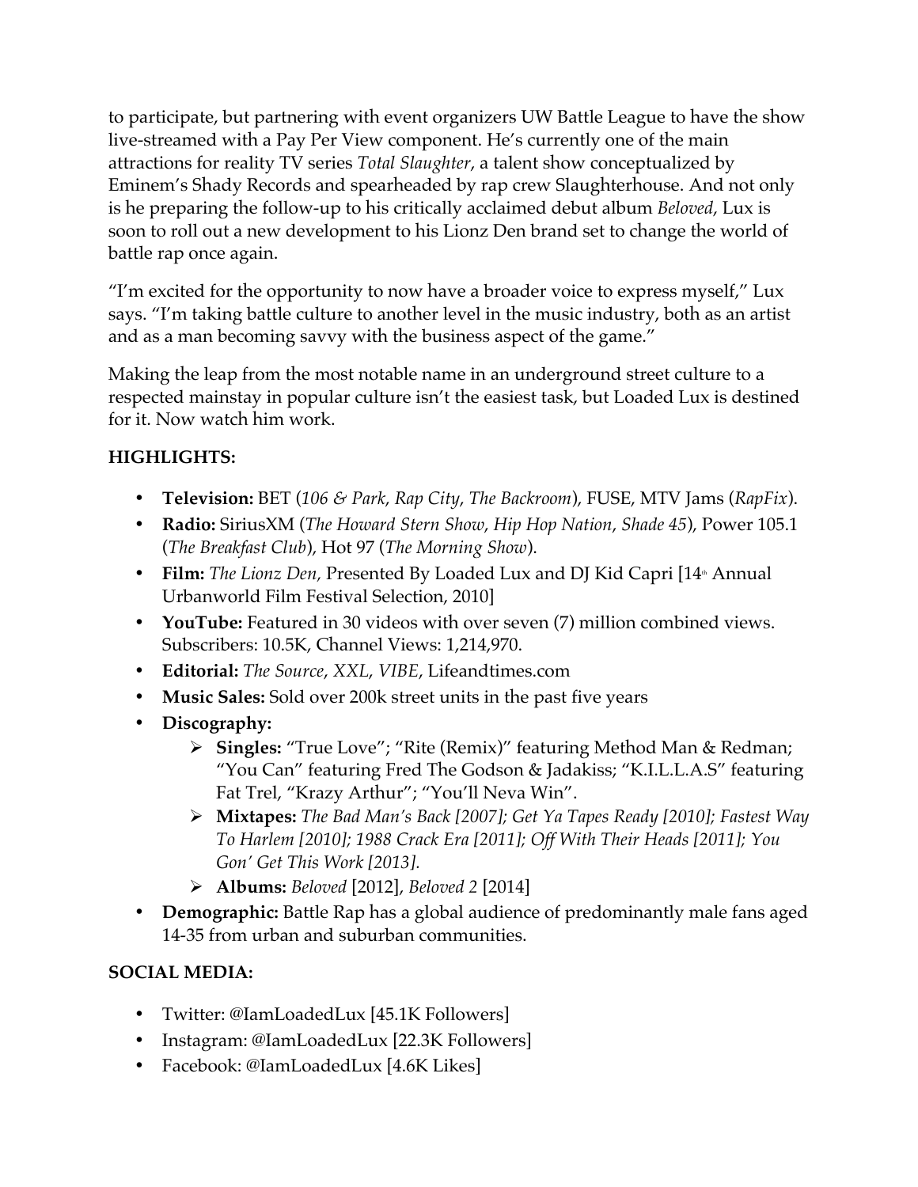to participate, but partnering with event organizers UW Battle League to have the show live-streamed with a Pay Per View component. He's currently one of the main attractions for reality TV series *Total Slaughter*, a talent show conceptualized by Eminem's Shady Records and spearheaded by rap crew Slaughterhouse. And not only is he preparing the follow-up to his critically acclaimed debut album *Beloved*, Lux is soon to roll out a new development to his Lionz Den brand set to change the world of battle rap once again.

"I'm excited for the opportunity to now have a broader voice to express myself," Lux says. "I'm taking battle culture to another level in the music industry, both as an artist and as a man becoming savvy with the business aspect of the game."

Making the leap from the most notable name in an underground street culture to a respected mainstay in popular culture isn't the easiest task, but Loaded Lux is destined for it. Now watch him work.

**HIGHLIGHTS:**

- **Television:** BET (*106 & Park*, *Rap City*, *The Backroom*), FUSE, MTV Jams (*RapFix*).
- **Radio:** SiriusXM (*The Howard Stern Show*, *Hip Hop Nation*, *Shade 45*), Power 105.1 (*The Breakfast Club*), Hot 97 (*The Morning Show*).
- **Film:** *The Lionz Den,* Presented By Loaded Lux and DJ Kid Capri [14th Annual Urbanworld Film Festival Selection, 2010]
- **YouTube:** Featured in 30 videos with over seven (7) million combined views. Subscribers: 10.5K, Channel Views: 1,214,970.
- **Editorial:** *The Source*, *XXL*, *VIBE*, Lifeandtimes.com
- **Music Sales:** Sold over 200k street units in the past five years
- **Discography:**
  - **Singles:** "True Love"; "Rite (Remix)" featuring Method Man & Redman; "You Can" featuring Fred The Godson & Jadakiss; "K.I.L.L.A.S" featuring Fat Trel, "Krazy Arthur"; "You'll Neva Win".
  - **Mixtapes:** *The Bad Man's Back [2007]; Get Ya Tapes Ready [2010]; Fastest Way To Harlem [2010]; 1988 Crack Era [2011]; Off With Their Heads [2011]; You Gon' Get This Work [2013].*
  - **Albums:** *Beloved* [2012], *Beloved 2* [2014]
- **Demographic:** Battle Rap has a global audience of predominantly male fans aged 14-35 from urban and suburban communities.

**SOCIAL MEDIA:**

- Twitter: @IamLoadedLux [45.1K Followers]
- Instagram: @IamLoadedLux [22.3K Followers]
- Facebook: @IamLoadedLux [4.6K Likes]